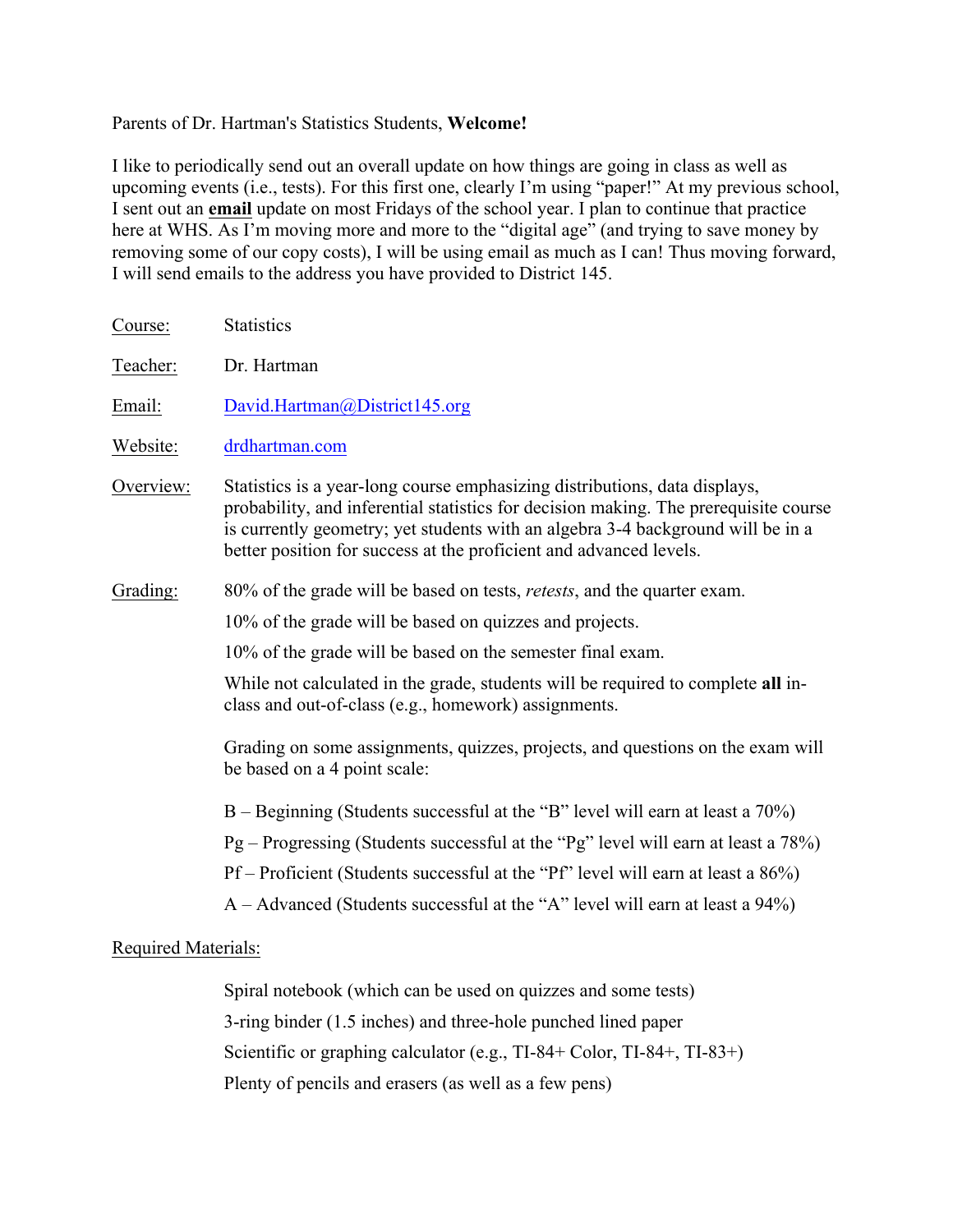Parents of Dr. Hartman's Statistics Students, **Welcome!**

I like to periodically send out an overall update on how things are going in class as well as upcoming events (i.e., tests). For this first one, clearly I'm using "paper!" At my previous school, I sent out an **email** update on most Fridays of the school year. I plan to continue that practice here at WHS. As I'm moving more and more to the "digital age" (and trying to save money by removing some of our copy costs), I will be using email as much as I can! Thus moving forward, I will send emails to the address you have provided to District 145.

Course: Statistics

Teacher: Dr. Hartman

Email: [David.Hartman@District145.org](mailto:David.Hartman@District145.org)

Website: [drdhartman.com](http://drdhartman.com)

Overview: Statistics is a year-long course emphasizing distributions, data displays, probability, and inferential statistics for decision making. The prerequisite course is currently geometry; yet students with an algebra 3-4 background will be in a better position for success at the proficient and advanced levels.

Grading: 80% of the grade will be based on tests, *retests*, and the quarter exam.

10% of the grade will be based on quizzes and projects.

10% of the grade will be based on the semester final exam.

While not calculated in the grade, students will be required to complete **all** in-class and out-of-class (e.g., homework) assignments.

Grading on some assignments, quizzes, projects, and questions on the exam will be based on a 4 point scale:

B – Beginning (Students successful at the "B" level will earn at least a 70%)

Pg – Progressing (Students successful at the "Pg" level will earn at least a 78%)

Pf – Proficient (Students successful at the "Pf" level will earn at least a 86%)

A – Advanced (Students successful at the "A" level will earn at least a 94%)

Required Materials:

Spiral notebook (which can be used on quizzes and some tests)

3-ring binder (1.5 inches) and three-hole punched lined paper

Scientific or graphing calculator (e.g., TI-84+ Color, TI-84+, TI-83+)

Plenty of pencils and erasers (as well as a few pens)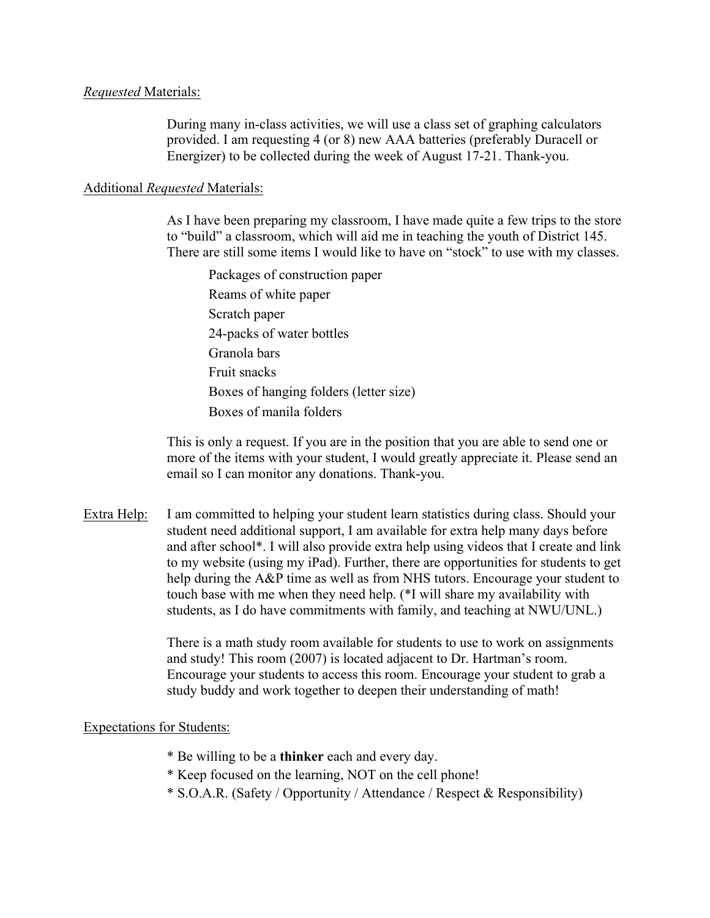<u>*Requested* Materials:</u>

During many in-class activities, we will use a class set of graphing calculators provided. I am requesting 4 (or 8) new AAA batteries (preferably Duracell or Energizer) to be collected during the week of August 17-21. Thank-you.

<u>Additional *Requested* Materials:</u>

As I have been preparing my classroom, I have made quite a few trips to the store to "build" a classroom, which will aid me in teaching the youth of District 145. There are still some items I would like to have on "stock" to use with my classes.

- Packages of construction paper
- Reams of white paper
- Scratch paper
- 24-packs of water bottles
- Granola bars
- Fruit snacks
- Boxes of hanging folders (letter size)
- Boxes of manila folders

This is only a request. If you are in the position that you are able to send one or more of the items with your student, I would greatly appreciate it. Please send an email so I can monitor any donations. Thank-you.

<u>Extra Help:</u> I am committed to helping your student learn statistics during class. Should your student need additional support, I am available for extra help many days before and after school*. I will also provide extra help using videos that I create and link to my website (using my iPad). Further, there are opportunities for students to get help during the A&P time as well as from NHS tutors. Encourage your student to touch base with me when they need help. (*I will share my availability with students, as I do have commitments with family, and teaching at NWU/UNL.)

There is a math study room available for students to use to work on assignments and study! This room (2007) is located adjacent to Dr. Hartman's room. Encourage your students to access this room. Encourage your student to grab a study buddy and work together to deepen their understanding of math!

<u>Expectations for Students:</u>

* Be willing to be a **thinker** each and every day.
* Keep focused on the learning, NOT on the cell phone!
* S.O.A.R. (Safety / Opportunity / Attendance / Respect & Responsibility)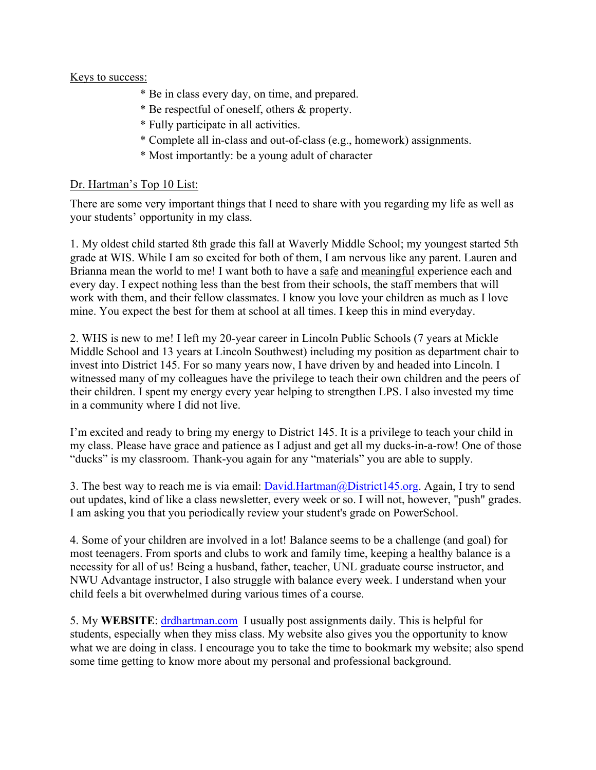Keys to success:

* Be in class every day, on time, and prepared.
* Be respectful of oneself, others & property.
* Fully participate in all activities.
* Complete all in-class and out-of-class (e.g., homework) assignments.
* Most importantly: be a young adult of character

Dr. Hartman's Top 10 List:

There are some very important things that I need to share with you regarding my life as well as your students' opportunity in my class.

1. My oldest child started 8th grade this fall at Waverly Middle School; my youngest started 5th grade at WIS. While I am so excited for both of them, I am nervous like any parent. Lauren and Brianna mean the world to me! I want both to have a safe and meaningful experience each and every day. I expect nothing less than the best from their schools, the staff members that will work with them, and their fellow classmates. I know you love your children as much as I love mine. You expect the best for them at school at all times. I keep this in mind everyday.

2. WHS is new to me! I left my 20-year career in Lincoln Public Schools (7 years at Mickle Middle School and 13 years at Lincoln Southwest) including my position as department chair to invest into District 145. For so many years now, I have driven by and headed into Lincoln. I witnessed many of my colleagues have the privilege to teach their own children and the peers of their children. I spent my energy every year helping to strengthen LPS. I also invested my time in a community where I did not live.

I'm excited and ready to bring my energy to District 145. It is a privilege to teach your child in my class. Please have grace and patience as I adjust and get all my ducks-in-a-row! One of those "ducks" is my classroom. Thank-you again for any "materials" you are able to supply.

3. The best way to reach me is via email: David.Hartman@District145.org. Again, I try to send out updates, kind of like a class newsletter, every week or so. I will not, however, "push" grades. I am asking you that you periodically review your student's grade on PowerSchool.

4. Some of your children are involved in a lot! Balance seems to be a challenge (and goal) for most teenagers. From sports and clubs to work and family time, keeping a healthy balance is a necessity for all of us! Being a husband, father, teacher, UNL graduate course instructor, and NWU Advantage instructor, I also struggle with balance every week. I understand when your child feels a bit overwhelmed during various times of a course.

5. My **WEBSITE**: drdhartman.com I usually post assignments daily. This is helpful for students, especially when they miss class. My website also gives you the opportunity to know what we are doing in class. I encourage you to take the time to bookmark my website; also spend some time getting to know more about my personal and professional background.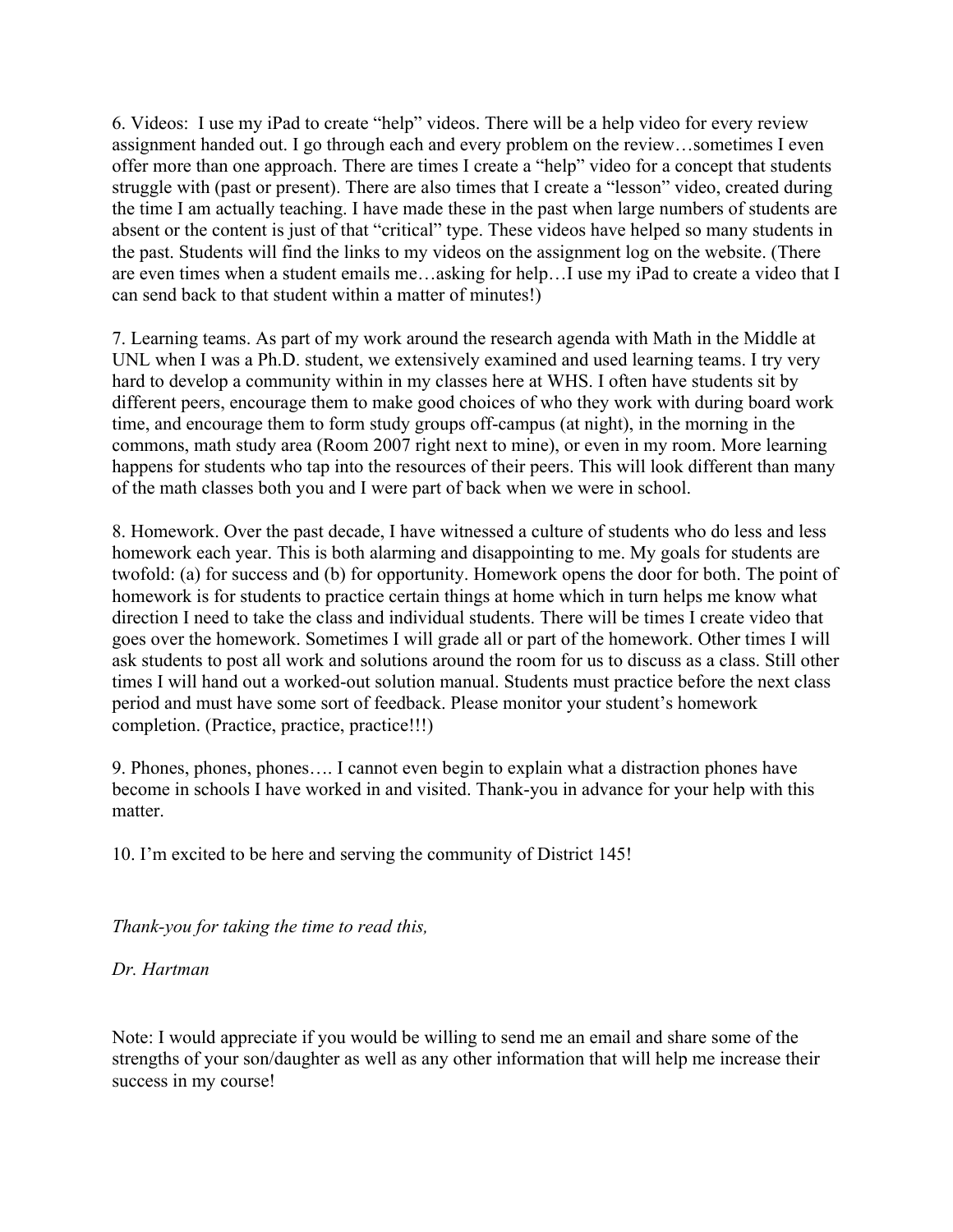6. Videos: I use my iPad to create "help" videos. There will be a help video for every review assignment handed out. I go through each and every problem on the review…sometimes I even offer more than one approach. There are times I create a "help" video for a concept that students struggle with (past or present). There are also times that I create a "lesson" video, created during the time I am actually teaching. I have made these in the past when large numbers of students are absent or the content is just of that "critical" type. These videos have helped so many students in the past. Students will find the links to my videos on the assignment log on the website. (There are even times when a student emails me…asking for help…I use my iPad to create a video that I can send back to that student within a matter of minutes!)

7. Learning teams. As part of my work around the research agenda with Math in the Middle at UNL when I was a Ph.D. student, we extensively examined and used learning teams. I try very hard to develop a community within in my classes here at WHS. I often have students sit by different peers, encourage them to make good choices of who they work with during board work time, and encourage them to form study groups off-campus (at night), in the morning in the commons, math study area (Room 2007 right next to mine), or even in my room. More learning happens for students who tap into the resources of their peers. This will look different than many of the math classes both you and I were part of back when we were in school.

8. Homework. Over the past decade, I have witnessed a culture of students who do less and less homework each year. This is both alarming and disappointing to me. My goals for students are twofold: (a) for success and (b) for opportunity. Homework opens the door for both. The point of homework is for students to practice certain things at home which in turn helps me know what direction I need to take the class and individual students. There will be times I create video that goes over the homework. Sometimes I will grade all or part of the homework. Other times I will ask students to post all work and solutions around the room for us to discuss as a class. Still other times I will hand out a worked-out solution manual. Students must practice before the next class period and must have some sort of feedback. Please monitor your student's homework completion. (Practice, practice, practice!!!)

9. Phones, phones, phones…. I cannot even begin to explain what a distraction phones have become in schools I have worked in and visited. Thank-you in advance for your help with this matter.

10. I'm excited to be here and serving the community of District 145!

*Thank-you for taking the time to read this,*

*Dr. Hartman*

Note: I would appreciate if you would be willing to send me an email and share some of the strengths of your son/daughter as well as any other information that will help me increase their success in my course!